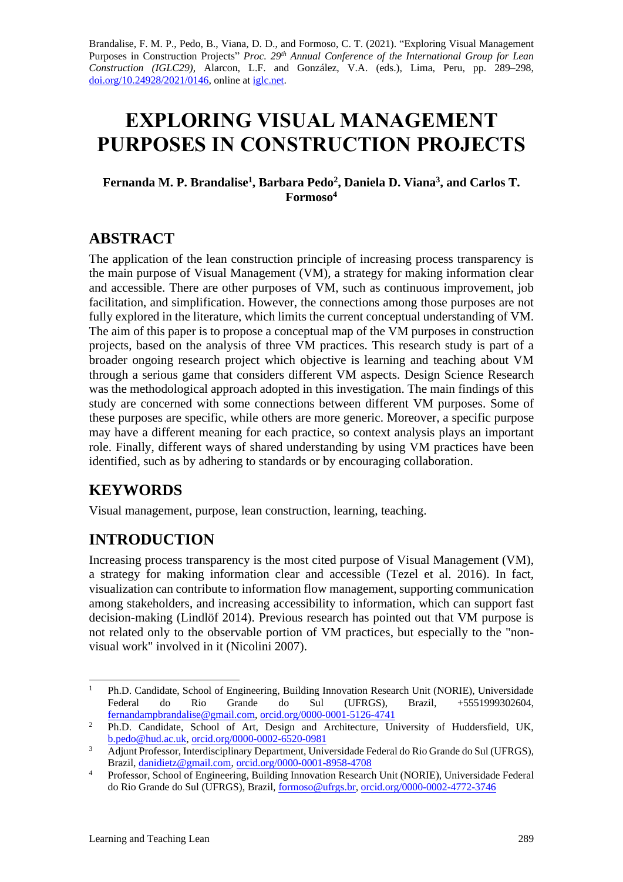Brandalise, F. M. P., Pedo, B., Viana, D. D., and Formoso, C. T. (2021). "Exploring Visual Management Purposes in Construction Projects" *Proc. 29th Annual Conference of the International Group for Lean Construction (IGLC29),* Alarcon, L.F. and González, V.A. (eds.), Lima, Peru, pp. 289–298, doi.org/10.24928/2021/0146, online at iglc.net.

# EXPLORING VISUAL MANAGEMENT PURPOSES IN CONSTRUCTION PROJECTS

**Fernanda M. P. Brandalise[1], Barbara Pedo[2], Daniela D. Viana[3], and Carlos T. Formoso[4]**

## ABSTRACT

The application of the lean construction principle of increasing process transparency is the main purpose of Visual Management (VM), a strategy for making information clear and accessible. There are other purposes of VM, such as continuous improvement, job facilitation, and simplification. However, the connections among those purposes are not fully explored in the literature, which limits the current conceptual understanding of VM. The aim of this paper is to propose a conceptual map of the VM purposes in construction projects, based on the analysis of three VM practices. This research study is part of a broader ongoing research project which objective is learning and teaching about VM through a serious game that considers different VM aspects. Design Science Research was the methodological approach adopted in this investigation. The main findings of this study are concerned with some connections between different VM purposes. Some of these purposes are specific, while others are more generic. Moreover, a specific purpose may have a different meaning for each practice, so context analysis plays an important role. Finally, different ways of shared understanding by using VM practices have been identified, such as by adhering to standards or by encouraging collaboration.

## KEYWORDS

Visual management, purpose, lean construction, learning, teaching.

## INTRODUCTION

Increasing process transparency is the most cited purpose of Visual Management (VM), a strategy for making information clear and accessible (Tezel et al. 2016). In fact, visualization can contribute to information flow management, supporting communication among stakeholders, and increasing accessibility to information, which can support fast decision-making (Lindlöf 2014). Previous research has pointed out that VM purpose is not related only to the observable portion of VM practices, but especially to the "non-visual work" involved in it (Nicolini 2007).

---

[1] Ph.D. Candidate, School of Engineering, Building Innovation Research Unit (NORIE), Universidade Federal do Rio Grande do Sul (UFRGS), Brazil, +5551999302604, fernandampbrandalise@gmail.com, orcid.org/0000-0001-5126-4741

[2] Ph.D. Candidate, School of Art, Design and Architecture, University of Huddersfield, UK, b.pedo@hud.ac.uk, orcid.org/0000-0002-6520-0981

[3] Adjunt Professor, Interdisciplinary Department, Universidade Federal do Rio Grande do Sul (UFRGS), Brazil, danidietz@gmail.com, orcid.org/0000-0001-8958-4708

[4] Professor, School of Engineering, Building Innovation Research Unit (NORIE), Universidade Federal do Rio Grande do Sul (UFRGS), Brazil, formoso@ufrgs.br, orcid.org/0000-0002-4772-3746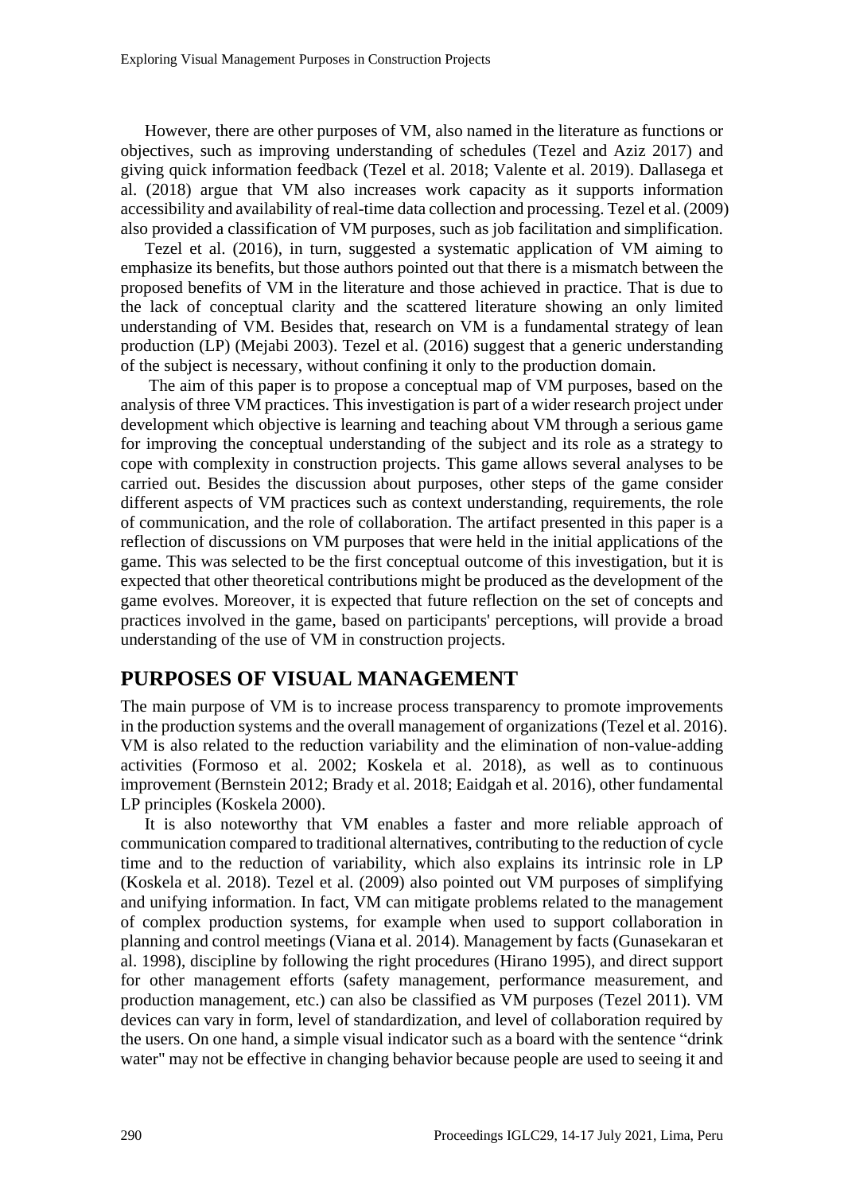However, there are other purposes of VM, also named in the literature as functions or objectives, such as improving understanding of schedules (Tezel and Aziz 2017) and giving quick information feedback (Tezel et al. 2018; Valente et al. 2019). Dallasega et al. (2018) argue that VM also increases work capacity as it supports information accessibility and availability of real-time data collection and processing. Tezel et al. (2009) also provided a classification of VM purposes, such as job facilitation and simplification.

Tezel et al. (2016), in turn, suggested a systematic application of VM aiming to emphasize its benefits, but those authors pointed out that there is a mismatch between the proposed benefits of VM in the literature and those achieved in practice. That is due to the lack of conceptual clarity and the scattered literature showing an only limited understanding of VM. Besides that, research on VM is a fundamental strategy of lean production (LP) (Mejabi 2003). Tezel et al. (2016) suggest that a generic understanding of the subject is necessary, without confining it only to the production domain.

The aim of this paper is to propose a conceptual map of VM purposes, based on the analysis of three VM practices. This investigation is part of a wider research project under development which objective is learning and teaching about VM through a serious game for improving the conceptual understanding of the subject and its role as a strategy to cope with complexity in construction projects. This game allows several analyses to be carried out. Besides the discussion about purposes, other steps of the game consider different aspects of VM practices such as context understanding, requirements, the role of communication, and the role of collaboration. The artifact presented in this paper is a reflection of discussions on VM purposes that were held in the initial applications of the game. This was selected to be the first conceptual outcome of this investigation, but it is expected that other theoretical contributions might be produced as the development of the game evolves. Moreover, it is expected that future reflection on the set of concepts and practices involved in the game, based on participants' perceptions, will provide a broad understanding of the use of VM in construction projects.

## PURPOSES OF VISUAL MANAGEMENT

The main purpose of VM is to increase process transparency to promote improvements in the production systems and the overall management of organizations (Tezel et al. 2016). VM is also related to the reduction variability and the elimination of non-value-adding activities (Formoso et al. 2002; Koskela et al. 2018), as well as to continuous improvement (Bernstein 2012; Brady et al. 2018; Eaidgah et al. 2016), other fundamental LP principles (Koskela 2000).

It is also noteworthy that VM enables a faster and more reliable approach of communication compared to traditional alternatives, contributing to the reduction of cycle time and to the reduction of variability, which also explains its intrinsic role in LP (Koskela et al. 2018). Tezel et al. (2009) also pointed out VM purposes of simplifying and unifying information. In fact, VM can mitigate problems related to the management of complex production systems, for example when used to support collaboration in planning and control meetings (Viana et al. 2014). Management by facts (Gunasekaran et al. 1998), discipline by following the right procedures (Hirano 1995), and direct support for other management efforts (safety management, performance measurement, and production management, etc.) can also be classified as VM purposes (Tezel 2011). VM devices can vary in form, level of standardization, and level of collaboration required by the users. On one hand, a simple visual indicator such as a board with the sentence "drink water" may not be effective in changing behavior because people are used to seeing it and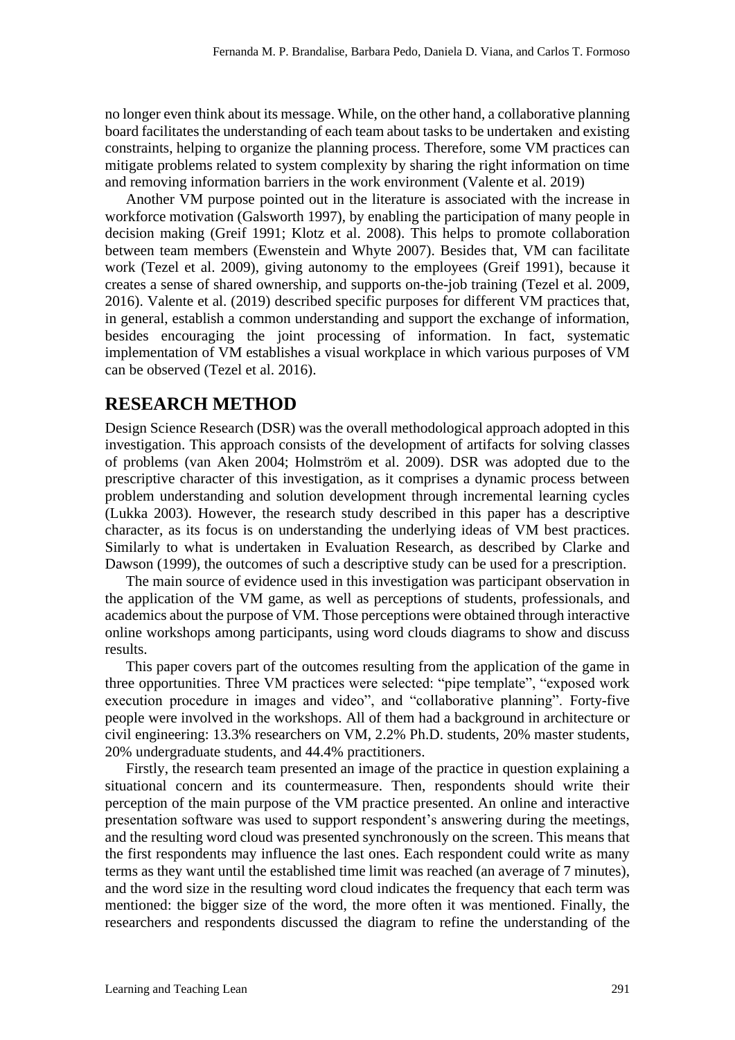no longer even think about its message. While, on the other hand, a collaborative planning board facilitates the understanding of each team about tasks to be undertaken and existing constraints, helping to organize the planning process. Therefore, some VM practices can mitigate problems related to system complexity by sharing the right information on time and removing information barriers in the work environment (Valente et al. 2019)

Another VM purpose pointed out in the literature is associated with the increase in workforce motivation (Galsworth 1997), by enabling the participation of many people in decision making (Greif 1991; Klotz et al. 2008). This helps to promote collaboration between team members (Ewenstein and Whyte 2007). Besides that, VM can facilitate work (Tezel et al. 2009), giving autonomy to the employees (Greif 1991), because it creates a sense of shared ownership, and supports on-the-job training (Tezel et al. 2009, 2016). Valente et al. (2019) described specific purposes for different VM practices that, in general, establish a common understanding and support the exchange of information, besides encouraging the joint processing of information. In fact, systematic implementation of VM establishes a visual workplace in which various purposes of VM can be observed (Tezel et al. 2016).

## RESEARCH METHOD

Design Science Research (DSR) was the overall methodological approach adopted in this investigation. This approach consists of the development of artifacts for solving classes of problems (van Aken 2004; Holmström et al. 2009). DSR was adopted due to the prescriptive character of this investigation, as it comprises a dynamic process between problem understanding and solution development through incremental learning cycles (Lukka 2003). However, the research study described in this paper has a descriptive character, as its focus is on understanding the underlying ideas of VM best practices. Similarly to what is undertaken in Evaluation Research, as described by Clarke and Dawson (1999), the outcomes of such a descriptive study can be used for a prescription.

The main source of evidence used in this investigation was participant observation in the application of the VM game, as well as perceptions of students, professionals, and academics about the purpose of VM. Those perceptions were obtained through interactive online workshops among participants, using word clouds diagrams to show and discuss results.

This paper covers part of the outcomes resulting from the application of the game in three opportunities. Three VM practices were selected: "pipe template", "exposed work execution procedure in images and video", and "collaborative planning". Forty-five people were involved in the workshops. All of them had a background in architecture or civil engineering: 13.3% researchers on VM, 2.2% Ph.D. students, 20% master students, 20% undergraduate students, and 44.4% practitioners.

Firstly, the research team presented an image of the practice in question explaining a situational concern and its countermeasure. Then, respondents should write their perception of the main purpose of the VM practice presented. An online and interactive presentation software was used to support respondent's answering during the meetings, and the resulting word cloud was presented synchronously on the screen. This means that the first respondents may influence the last ones. Each respondent could write as many terms as they want until the established time limit was reached (an average of 7 minutes), and the word size in the resulting word cloud indicates the frequency that each term was mentioned: the bigger size of the word, the more often it was mentioned. Finally, the researchers and respondents discussed the diagram to refine the understanding of the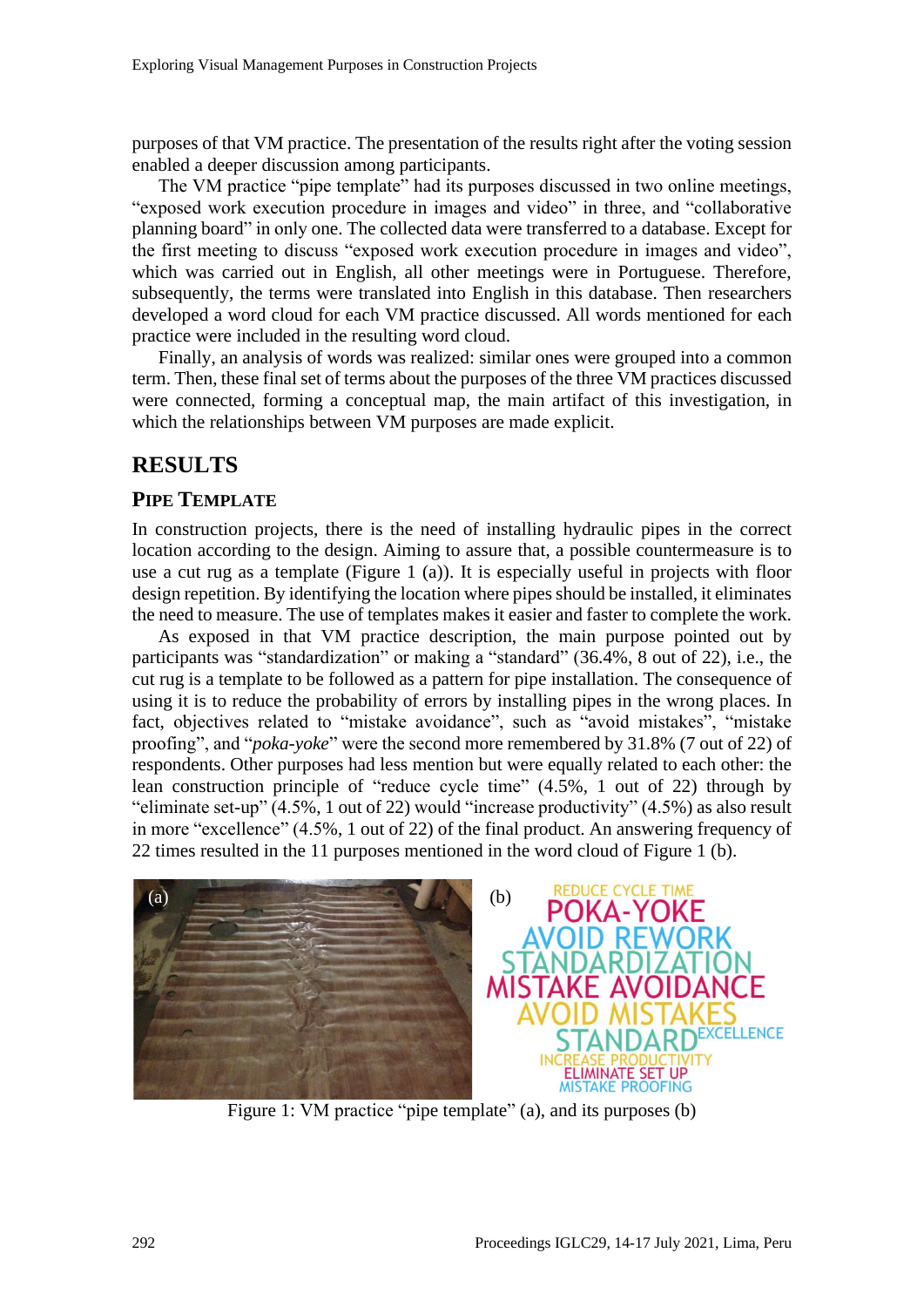purposes of that VM practice. The presentation of the results right after the voting session enabled a deeper discussion among participants.

The VM practice "pipe template" had its purposes discussed in two online meetings, "exposed work execution procedure in images and video" in three, and "collaborative planning board" in only one. The collected data were transferred to a database. Except for the first meeting to discuss "exposed work execution procedure in images and video", which was carried out in English, all other meetings were in Portuguese. Therefore, subsequently, the terms were translated into English in this database. Then researchers developed a word cloud for each VM practice discussed. All words mentioned for each practice were included in the resulting word cloud.

Finally, an analysis of words was realized: similar ones were grouped into a common term. Then, these final set of terms about the purposes of the three VM practices discussed were connected, forming a conceptual map, the main artifact of this investigation, in which the relationships between VM purposes are made explicit.

# RESULTS

## PIPE TEMPLATE

In construction projects, there is the need of installing hydraulic pipes in the correct location according to the design. Aiming to assure that, a possible countermeasure is to use a cut rug as a template (Figure 1 (a)). It is especially useful in projects with floor design repetition. By identifying the location where pipes should be installed, it eliminates the need to measure. The use of templates makes it easier and faster to complete the work.

As exposed in that VM practice description, the main purpose pointed out by participants was "standardization" or making a "standard" (36.4%, 8 out of 22), i.e., the cut rug is a template to be followed as a pattern for pipe installation. The consequence of using it is to reduce the probability of errors by installing pipes in the wrong places. In fact, objectives related to "mistake avoidance", such as "avoid mistakes", "mistake proofing", and "*poka-yoke*" were the second more remembered by 31.8% (7 out of 22) of respondents. Other purposes had less mention but were equally related to each other: the lean construction principle of "reduce cycle time" (4.5%, 1 out of 22) through by "eliminate set-up" (4.5%, 1 out of 22) would "increase productivity" (4.5%) as also result in more "excellence" (4.5%, 1 out of 22) of the final product. An answering frequency of 22 times resulted in the 11 purposes mentioned in the word cloud of Figure 1 (b).

(a) (b) REDUCE CYCLE TIME POKA-YOKE AVOID REWORK STANDARDIZATION MISTAKE AVOIDANCE AVOID MISTAKES STANDARD EXCELLENCE INCREASE PRODUCTIVITY ELIMINATE SET UP MISTAKE PROOFING

Figure 1: VM practice "pipe template" (a), and its purposes (b)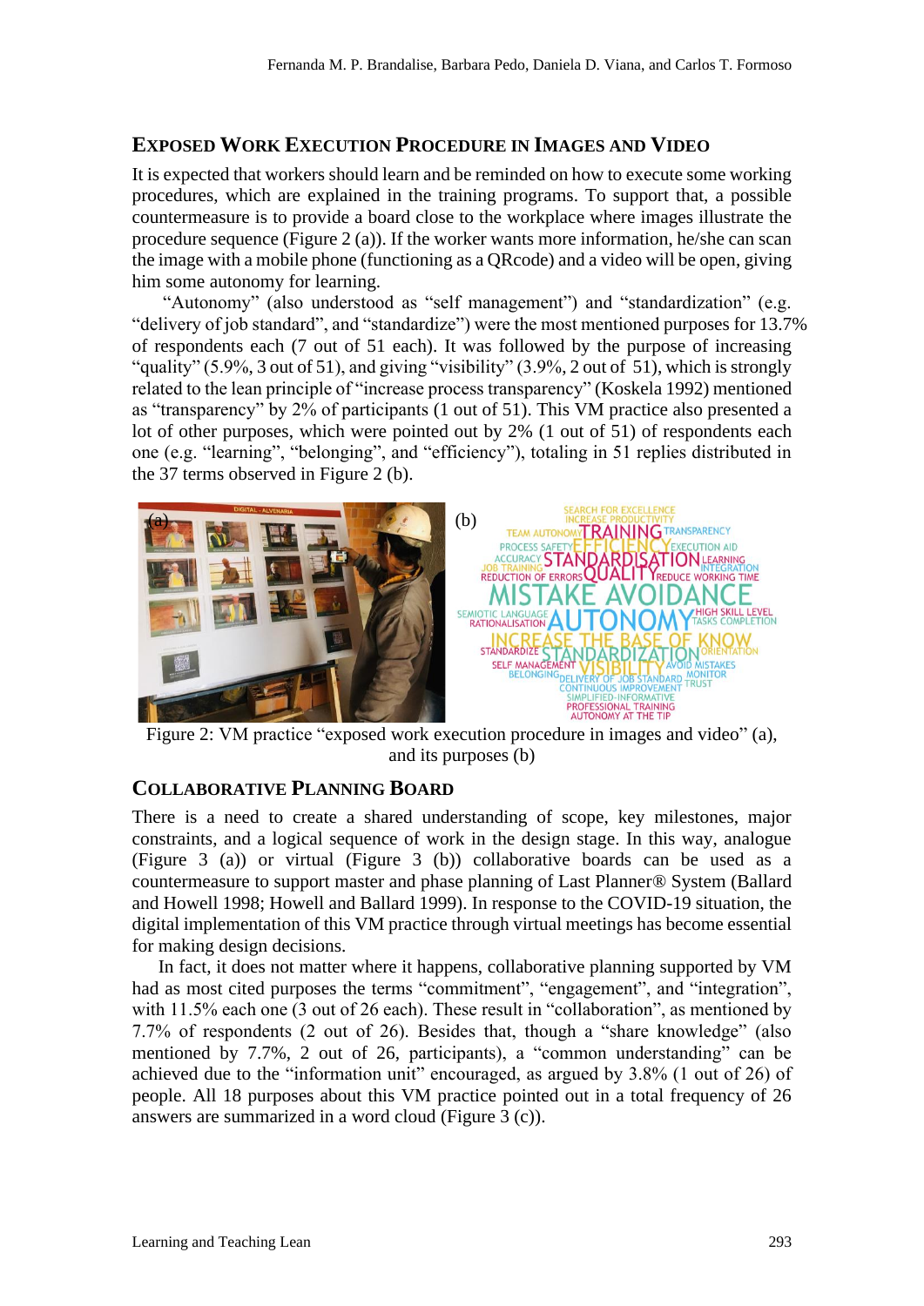## EXPOSED WORK EXECUTION PROCEDURE IN IMAGES AND VIDEO

It is expected that workers should learn and be reminded on how to execute some working procedures, which are explained in the training programs. To support that, a possible countermeasure is to provide a board close to the workplace where images illustrate the procedure sequence (Figure 2 (a)). If the worker wants more information, he/she can scan the image with a mobile phone (functioning as a QRcode) and a video will be open, giving him some autonomy for learning.

"Autonomy" (also understood as "self management") and "standardization" (e.g. "delivery of job standard", and "standardize") were the most mentioned purposes for 13.7% of respondents each (7 out of 51 each). It was followed by the purpose of increasing "quality" (5.9%, 3 out of 51), and giving "visibility" (3.9%, 2 out of 51), which is strongly related to the lean principle of "increase process transparency" (Koskela 1992) mentioned as "transparency" by 2% of participants (1 out of 51). This VM practice also presented a lot of other purposes, which were pointed out by 2% (1 out of 51) of respondents each one (e.g. "learning", "belonging", and "efficiency"), totaling in 51 replies distributed in the 37 terms observed in Figure 2 (b).

Figure 2: VM practice "exposed work execution procedure in images and video" (a), and its purposes (b)

## COLLABORATIVE PLANNING BOARD

There is a need to create a shared understanding of scope, key milestones, major constraints, and a logical sequence of work in the design stage. In this way, analogue (Figure 3 (a)) or virtual (Figure 3 (b)) collaborative boards can be used as a countermeasure to support master and phase planning of Last Planner® System (Ballard and Howell 1998; Howell and Ballard 1999). In response to the COVID-19 situation, the digital implementation of this VM practice through virtual meetings has become essential for making design decisions.

In fact, it does not matter where it happens, collaborative planning supported by VM had as most cited purposes the terms "commitment", "engagement", and "integration", with 11.5% each one (3 out of 26 each). These result in "collaboration", as mentioned by 7.7% of respondents (2 out of 26). Besides that, though a "share knowledge" (also mentioned by 7.7%, 2 out of 26, participants), a "common understanding" can be achieved due to the "information unit" encouraged, as argued by 3.8% (1 out of 26) of people. All 18 purposes about this VM practice pointed out in a total frequency of 26 answers are summarized in a word cloud (Figure 3 (c)).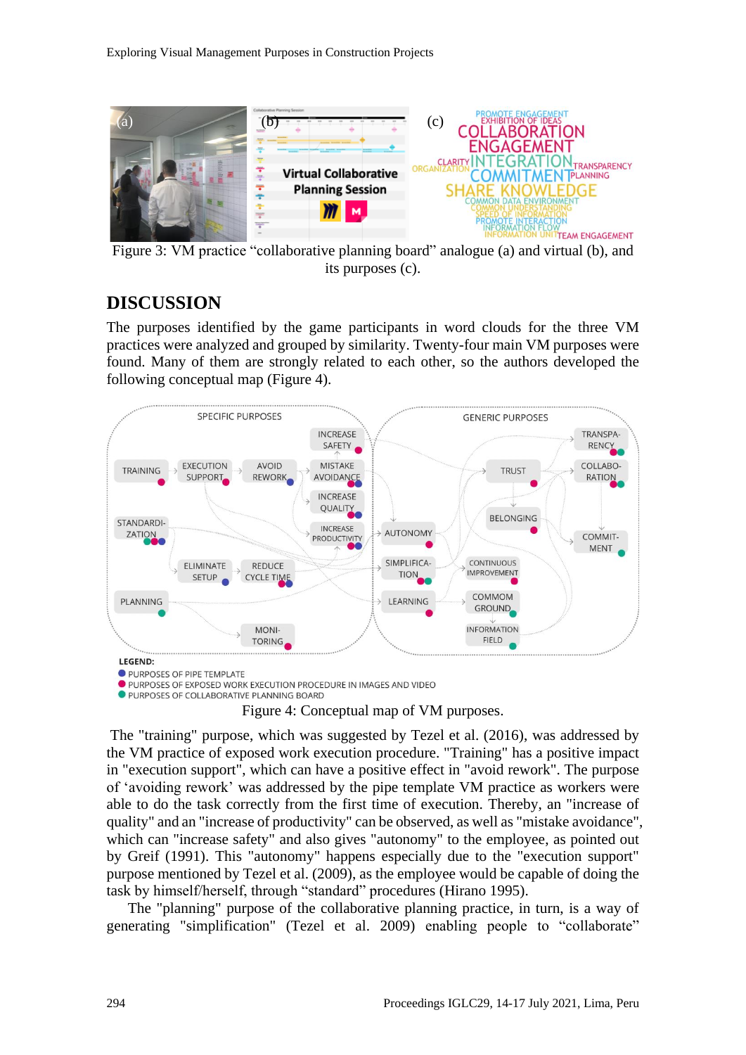Figure 3: VM practice "collaborative planning board" analogue (a) and virtual (b), and its purposes (c).

## DISCUSSION

The purposes identified by the game participants in word clouds for the three VM practices were analyzed and grouped by similarity. Twenty-four main VM purposes were found. Many of them are strongly related to each other, so the authors developed the following conceptual map (Figure 4).

Figure 4: Conceptual map of VM purposes.

The "training" purpose, which was suggested by Tezel et al. (2016), was addressed by the VM practice of exposed work execution procedure. "Training" has a positive impact in "execution support", which can have a positive effect in "avoid rework". The purpose of 'avoiding rework' was addressed by the pipe template VM practice as workers were able to do the task correctly from the first time of execution. Thereby, an "increase of quality" and an "increase of productivity" can be observed, as well as "mistake avoidance", which can "increase safety" and also gives "autonomy" to the employee, as pointed out by Greif (1991). This "autonomy" happens especially due to the "execution support" purpose mentioned by Tezel et al. (2009), as the employee would be capable of doing the task by himself/herself, through "standard" procedures (Hirano 1995).

The "planning" purpose of the collaborative planning practice, in turn, is a way of generating "simplification" (Tezel et al. 2009) enabling people to "collaborate"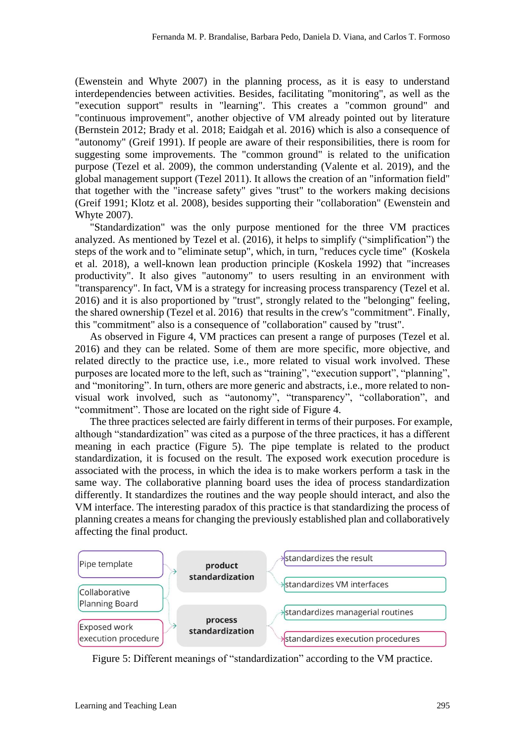(Ewenstein and Whyte 2007) in the planning process, as it is easy to understand interdependencies between activities. Besides, facilitating "monitoring", as well as the "execution support" results in "learning". This creates a "common ground" and "continuous improvement", another objective of VM already pointed out by literature (Bernstein 2012; Brady et al. 2018; Eaidgah et al. 2016) which is also a consequence of "autonomy" (Greif 1991). If people are aware of their responsibilities, there is room for suggesting some improvements. The "common ground" is related to the unification purpose (Tezel et al. 2009), the common understanding (Valente et al. 2019), and the global management support (Tezel 2011). It allows the creation of an "information field" that together with the "increase safety" gives "trust" to the workers making decisions (Greif 1991; Klotz et al. 2008), besides supporting their "collaboration" (Ewenstein and Whyte 2007).

"Standardization" was the only purpose mentioned for the three VM practices analyzed. As mentioned by Tezel et al. (2016), it helps to simplify ("simplification") the steps of the work and to "eliminate setup", which, in turn, "reduces cycle time" (Koskela et al. 2018), a well-known lean production principle (Koskela 1992) that "increases productivity". It also gives "autonomy" to users resulting in an environment with "transparency". In fact, VM is a strategy for increasing process transparency (Tezel et al. 2016) and it is also proportioned by "trust", strongly related to the "belonging" feeling, the shared ownership (Tezel et al. 2016) that results in the crew's "commitment". Finally, this "commitment" also is a consequence of "collaboration" caused by "trust".

As observed in Figure 4, VM practices can present a range of purposes (Tezel et al. 2016) and they can be related. Some of them are more specific, more objective, and related directly to the practice use, i.e., more related to visual work involved. These purposes are located more to the left, such as "training", "execution support", "planning", and "monitoring". In turn, others are more generic and abstracts, i.e., more related to non-visual work involved, such as "autonomy", "transparency", "collaboration", and "commitment". Those are located on the right side of Figure 4.

The three practices selected are fairly different in terms of their purposes. For example, although "standardization" was cited as a purpose of the three practices, it has a different meaning in each practice (Figure 5). The pipe template is related to the product standardization, it is focused on the result. The exposed work execution procedure is associated with the process, in which the idea is to make workers perform a task in the same way. The collaborative planning board uses the idea of process standardization differently. It standardizes the routines and the way people should interact, and also the VM interface. The interesting paradox of this practice is that standardizing the process of planning creates a means for changing the previously established plan and collaboratively affecting the final product.

Pipe template | Collaborative Planning Board | Exposed work execution procedure → product standardization | process standardization → standardizes the result | standardizes VM interfaces | standardizes managerial routines | standardizes execution procedures

Figure 5: Different meanings of "standardization" according to the VM practice.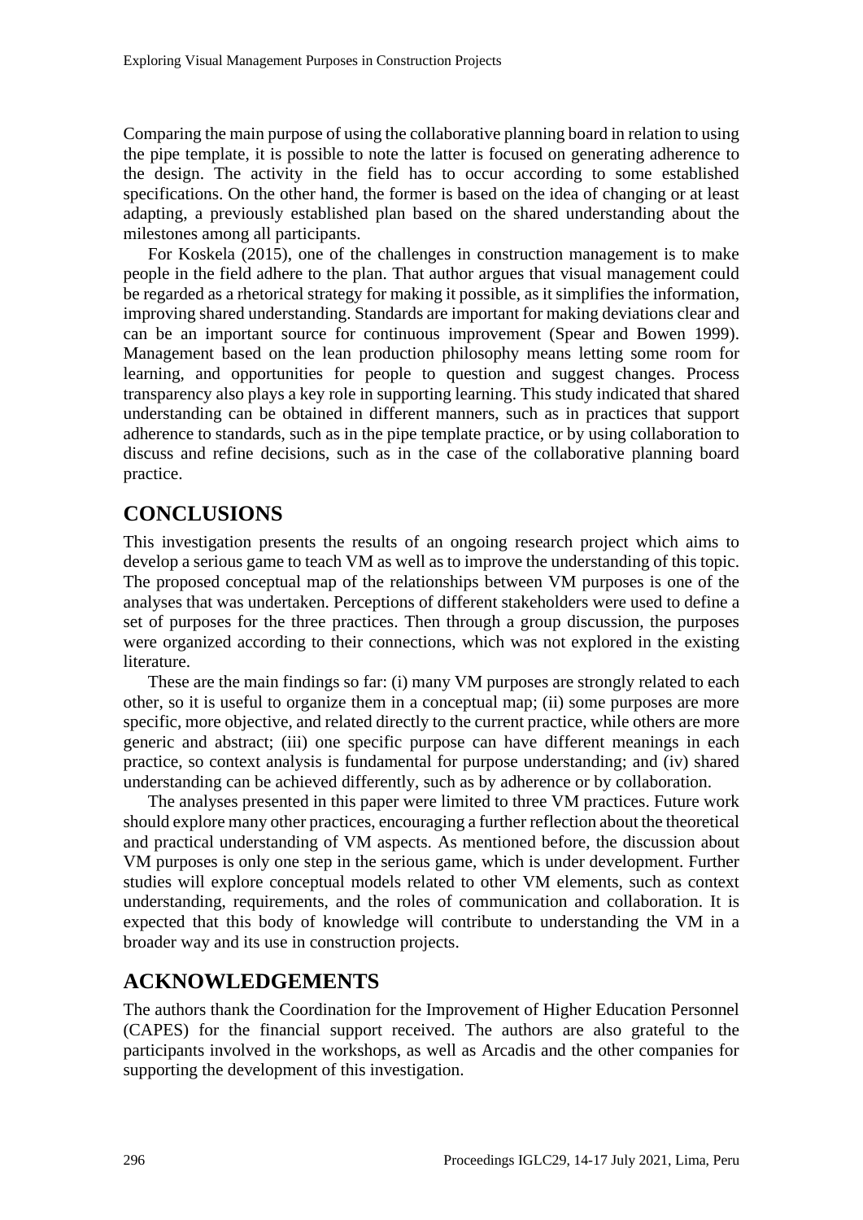Comparing the main purpose of using the collaborative planning board in relation to using the pipe template, it is possible to note the latter is focused on generating adherence to the design. The activity in the field has to occur according to some established specifications. On the other hand, the former is based on the idea of changing or at least adapting, a previously established plan based on the shared understanding about the milestones among all participants.

For Koskela (2015), one of the challenges in construction management is to make people in the field adhere to the plan. That author argues that visual management could be regarded as a rhetorical strategy for making it possible, as it simplifies the information, improving shared understanding. Standards are important for making deviations clear and can be an important source for continuous improvement (Spear and Bowen 1999). Management based on the lean production philosophy means letting some room for learning, and opportunities for people to question and suggest changes. Process transparency also plays a key role in supporting learning. This study indicated that shared understanding can be obtained in different manners, such as in practices that support adherence to standards, such as in the pipe template practice, or by using collaboration to discuss and refine decisions, such as in the case of the collaborative planning board practice.

## CONCLUSIONS

This investigation presents the results of an ongoing research project which aims to develop a serious game to teach VM as well as to improve the understanding of this topic. The proposed conceptual map of the relationships between VM purposes is one of the analyses that was undertaken. Perceptions of different stakeholders were used to define a set of purposes for the three practices. Then through a group discussion, the purposes were organized according to their connections, which was not explored in the existing literature.

These are the main findings so far: (i) many VM purposes are strongly related to each other, so it is useful to organize them in a conceptual map; (ii) some purposes are more specific, more objective, and related directly to the current practice, while others are more generic and abstract; (iii) one specific purpose can have different meanings in each practice, so context analysis is fundamental for purpose understanding; and (iv) shared understanding can be achieved differently, such as by adherence or by collaboration.

The analyses presented in this paper were limited to three VM practices. Future work should explore many other practices, encouraging a further reflection about the theoretical and practical understanding of VM aspects. As mentioned before, the discussion about VM purposes is only one step in the serious game, which is under development. Further studies will explore conceptual models related to other VM elements, such as context understanding, requirements, and the roles of communication and collaboration. It is expected that this body of knowledge will contribute to understanding the VM in a broader way and its use in construction projects.

## ACKNOWLEDGEMENTS

The authors thank the Coordination for the Improvement of Higher Education Personnel (CAPES) for the financial support received. The authors are also grateful to the participants involved in the workshops, as well as Arcadis and the other companies for supporting the development of this investigation.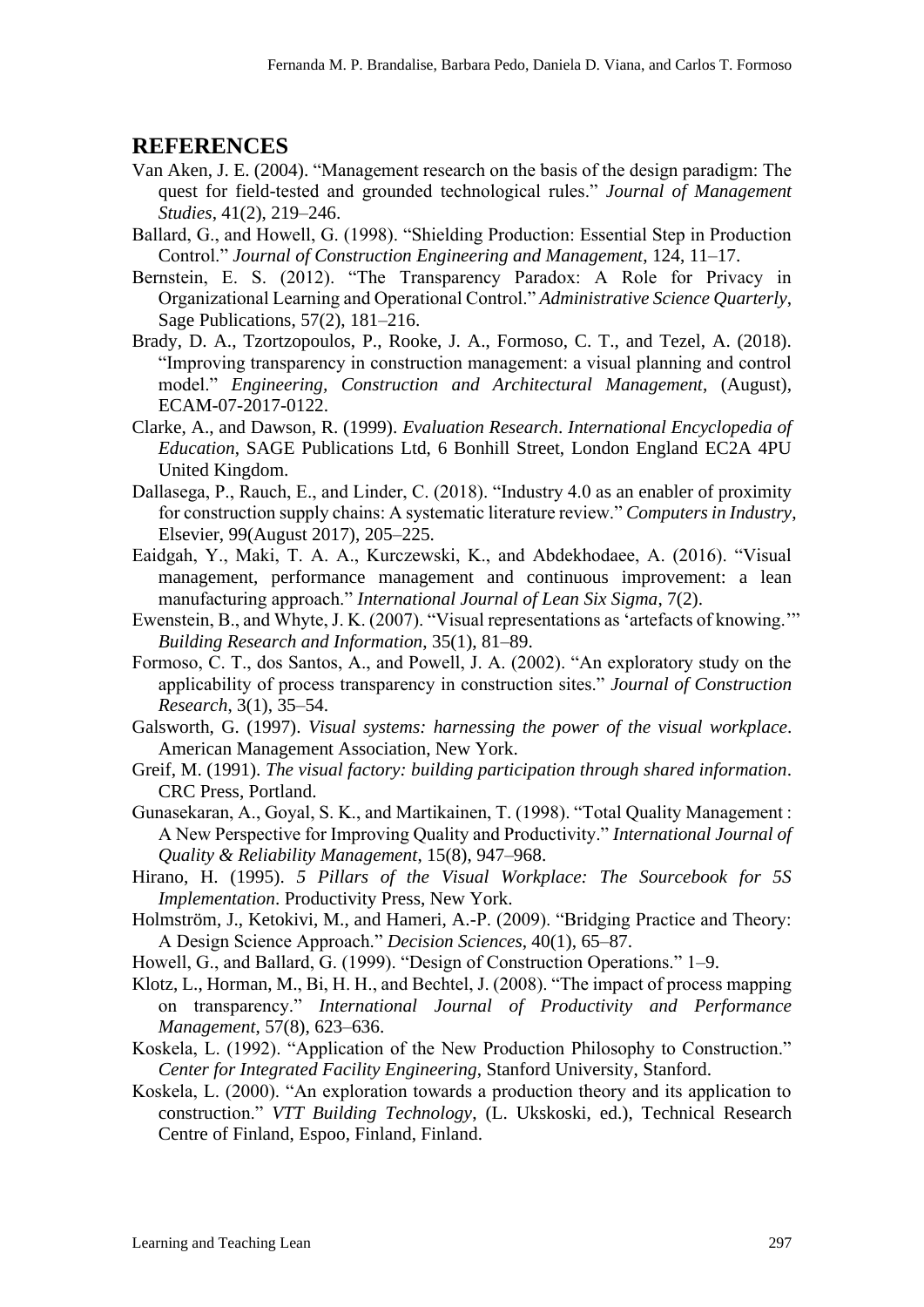## REFERENCES

Van Aken, J. E. (2004). "Management research on the basis of the design paradigm: The quest for field-tested and grounded technological rules." *Journal of Management Studies*, 41(2), 219–246.

Ballard, G., and Howell, G. (1998). "Shielding Production: Essential Step in Production Control." *Journal of Construction Engineering and Management*, 124, 11–17.

Bernstein, E. S. (2012). "The Transparency Paradox: A Role for Privacy in Organizational Learning and Operational Control." *Administrative Science Quarterly*, Sage Publications, 57(2), 181–216.

Brady, D. A., Tzortzopoulos, P., Rooke, J. A., Formoso, C. T., and Tezel, A. (2018). "Improving transparency in construction management: a visual planning and control model." *Engineering, Construction and Architectural Management*, (August), ECAM-07-2017-0122.

Clarke, A., and Dawson, R. (1999). *Evaluation Research*. *International Encyclopedia of Education*, SAGE Publications Ltd, 6 Bonhill Street, London England EC2A 4PU United Kingdom.

Dallasega, P., Rauch, E., and Linder, C. (2018). "Industry 4.0 as an enabler of proximity for construction supply chains: A systematic literature review." *Computers in Industry*, Elsevier, 99(August 2017), 205–225.

Eaidgah, Y., Maki, T. A. A., Kurczewski, K., and Abdekhodaee, A. (2016). "Visual management, performance management and continuous improvement: a lean manufacturing approach." *International Journal of Lean Six Sigma*, 7(2).

Ewenstein, B., and Whyte, J. K. (2007). "Visual representations as 'artefacts of knowing.'" *Building Research and Information*, 35(1), 81–89.

Formoso, C. T., dos Santos, A., and Powell, J. A. (2002). "An exploratory study on the applicability of process transparency in construction sites." *Journal of Construction Research*, 3(1), 35–54.

Galsworth, G. (1997). *Visual systems: harnessing the power of the visual workplace*. American Management Association, New York.

Greif, M. (1991). *The visual factory: building participation through shared information*. CRC Press, Portland.

Gunasekaran, A., Goyal, S. K., and Martikainen, T. (1998). "Total Quality Management : A New Perspective for Improving Quality and Productivity." *International Journal of Quality & Reliability Management*, 15(8), 947–968.

Hirano, H. (1995). *5 Pillars of the Visual Workplace: The Sourcebook for 5S Implementation*. Productivity Press, New York.

Holmström, J., Ketokivi, M., and Hameri, A.-P. (2009). "Bridging Practice and Theory: A Design Science Approach." *Decision Sciences*, 40(1), 65–87.

Howell, G., and Ballard, G. (1999). "Design of Construction Operations." 1–9.

Klotz, L., Horman, M., Bi, H. H., and Bechtel, J. (2008). "The impact of process mapping on transparency." *International Journal of Productivity and Performance Management*, 57(8), 623–636.

Koskela, L. (1992). "Application of the New Production Philosophy to Construction." *Center for Integrated Facility Engineering*, Stanford University, Stanford.

Koskela, L. (2000). "An exploration towards a production theory and its application to construction." *VTT Building Technology*, (L. Ukskoski, ed.), Technical Research Centre of Finland, Espoo, Finland, Finland.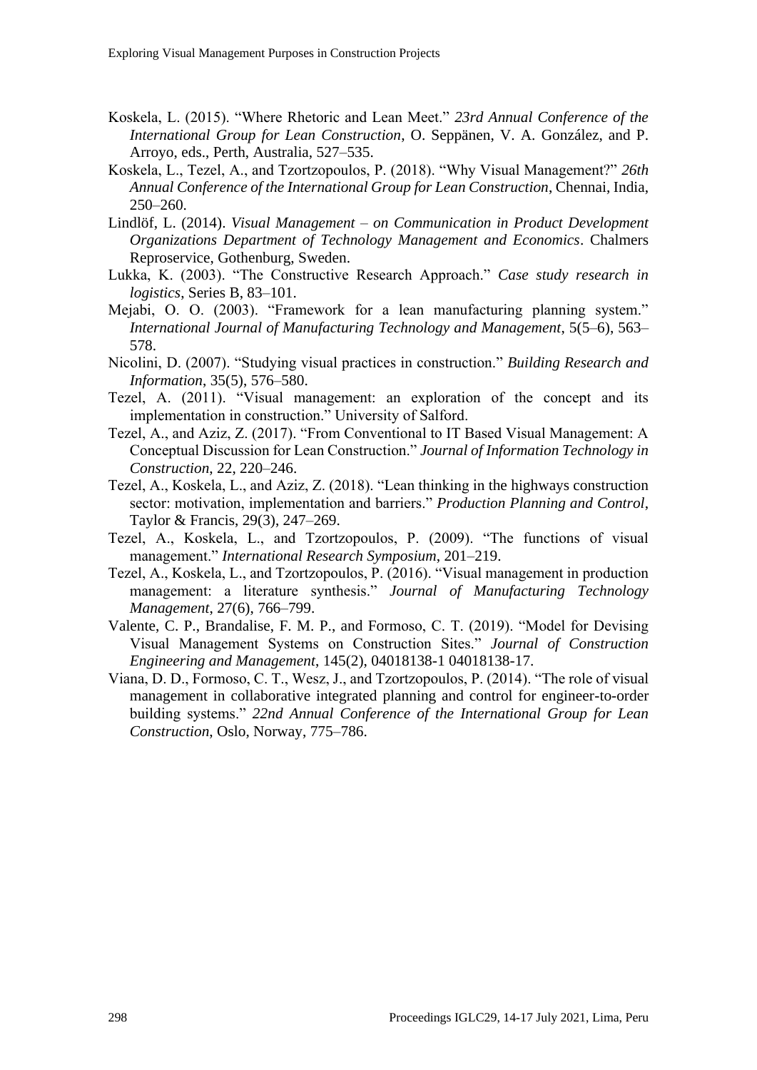Koskela, L. (2015). “Where Rhetoric and Lean Meet.” *23rd Annual Conference of the International Group for Lean Construction*, O. Seppänen, V. A. González, and P. Arroyo, eds., Perth, Australia, 527–535.

Koskela, L., Tezel, A., and Tzortzopoulos, P. (2018). “Why Visual Management?” *26th Annual Conference of the International Group for Lean Construction*, Chennai, India, 250–260.

Lindlöf, L. (2014). *Visual Management – on Communication in Product Development Organizations Department of Technology Management and Economics*. Chalmers Reproservice, Gothenburg, Sweden.

Lukka, K. (2003). “The Constructive Research Approach.” *Case study research in logistics*, Series B, 83–101.

Mejabi, O. O. (2003). “Framework for a lean manufacturing planning system.” *International Journal of Manufacturing Technology and Management*, 5(5–6), 563–578.

Nicolini, D. (2007). “Studying visual practices in construction.” *Building Research and Information*, 35(5), 576–580.

Tezel, A. (2011). “Visual management: an exploration of the concept and its implementation in construction.” University of Salford.

Tezel, A., and Aziz, Z. (2017). “From Conventional to IT Based Visual Management: A Conceptual Discussion for Lean Construction.” *Journal of Information Technology in Construction*, 22, 220–246.

Tezel, A., Koskela, L., and Aziz, Z. (2018). “Lean thinking in the highways construction sector: motivation, implementation and barriers.” *Production Planning and Control*, Taylor & Francis, 29(3), 247–269.

Tezel, A., Koskela, L., and Tzortzopoulos, P. (2009). “The functions of visual management.” *International Research Symposium*, 201–219.

Tezel, A., Koskela, L., and Tzortzopoulos, P. (2016). “Visual management in production management: a literature synthesis.” *Journal of Manufacturing Technology Management*, 27(6), 766–799.

Valente, C. P., Brandalise, F. M. P., and Formoso, C. T. (2019). “Model for Devising Visual Management Systems on Construction Sites.” *Journal of Construction Engineering and Management*, 145(2), 04018138-1 04018138-17.

Viana, D. D., Formoso, C. T., Wesz, J., and Tzortzopoulos, P. (2014). “The role of visual management in collaborative integrated planning and control for engineer-to-order building systems.” *22nd Annual Conference of the International Group for Lean Construction*, Oslo, Norway, 775–786.